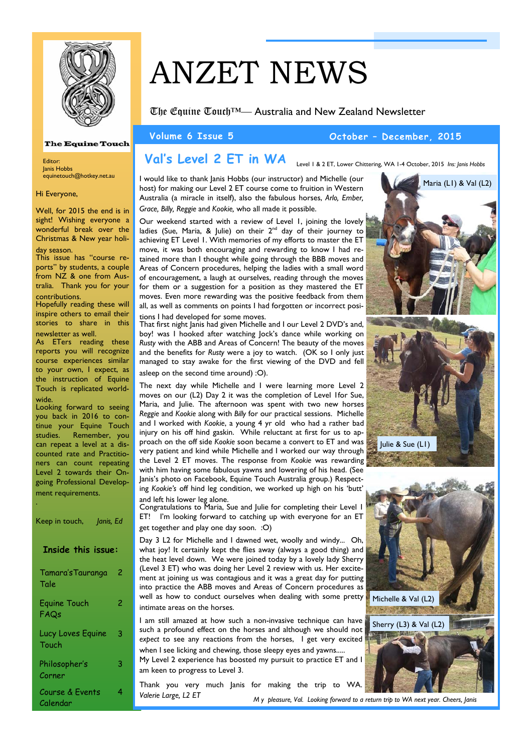# ANZET NEWS

The Equine Touch™— Australia and New Zealand Newsletter

**Volume 6 Issue 5** — **October – December, 2015**

The Equine Touch

Editor:
Janis Hobbs
equinetouch@hotkey.net.au

Hi Everyone,

Well, for 2015 the end is in sight! Wishing everyone a wonderful break over the Christmas & New year holiday season.

This issue has "course reports" by students, a couple from NZ & one from Australia. Thank you for your contributions.

Hopefully reading these will inspire others to email their stories to share in this newsletter as well.

As ETers reading these reports you will recognize course experiences similar to your own, I expect, as the instruction of Equine Touch is replicated worldwide.

Looking forward to seeing you back in 2016 to continue your Equine Touch studies. Remember, you can repeat a level at a discounted rate and Practitioners can count repeating Level 2 towards their On-going Professional Development requirements.

Keep in touch, *Janis, Ed*

**Inside this issue:**

| | |
|---|---|
| Tamara's Tauranga Tale | 2 |
| Equine Touch FAQs | 2 |
| Lucy Loves Equine Touch | 3 |
| Philosopher's Corner | 3 |
| Course & Events Calendar | 4 |

## Val's Level 2 ET in WA

Level I & 2 ET, Lower Chittering, WA 1-4 October, 2015 *Ins: Janis Hobbs*

I would like to thank Janis Hobbs (our instructor) and Michelle (our host) for making our Level 2 ET course come to fruition in Western Australia (a miracle in itself), also the fabulous horses, *Arlo, Ember, Grace, Billy, Reggie* and *Kookie,* who all made it possible.

Our weekend started with a review of Level 1, joining the lovely ladies (Sue, Maria, & Julie) on their 2nd day of their journey to achieving ET Level 1. With memories of my efforts to master the ET move, it was both encouraging and rewarding to know I had retained more than I thought while going through the BBB moves and Areas of Concern procedures, helping the ladies with a small word of encouragement, a laugh at ourselves, reading through the moves for them or a suggestion for a position as they mastered the ET moves. Even more rewarding was the positive feedback from them all, as well as comments on points I had forgotten or incorrect positions I had developed for some moves.

That first night Janis had given Michelle and I our Level 2 DVD's and, boy! was I hooked after watching Jock's dance while working on *Rusty* with the ABB and Areas of Concern! The beauty of the moves and the benefits for *Rusty* were a joy to watch. (OK so I only just managed to stay awake for the first viewing of the DVD and fell asleep on the second time around) :O).

The next day while Michelle and I were learning more Level 2 moves on our (L2) Day 2 it was the completion of Level 1for Sue, Maria, and Julie. The afternoon was spent with two new horses *Reggie* and *Kookie* along with *Billy* for our practical sessions. Michelle and I worked with *Kookie*, a young 4 yr old who had a rather bad injury on his off hind gaskin. While reluctant at first for us to approach on the off side *Kookie* soon became a convert to ET and was very patient and kind while Michelle and I worked our way through the Level 2 ET moves. The response from *Kookie* was rewarding with him having some fabulous yawns and lowering of his head. (See Janis's photo on Facebook, Equine Touch Australia group.) Respecting *Kookie's* off hind leg condition, we worked up high on his 'butt' and left his lower leg alone.

Congratulations to Maria, Sue and Julie for completing their Level I ET! I'm looking forward to catching up with everyone for an ET get together and play one day soon. :O)

Day 3 L2 for Michelle and I dawned wet, woolly and windy... Oh, what joy! It certainly kept the flies away (always a good thing) and the heat level down. We were joined today by a lovely lady Sherry (Level 3 ET) who was doing her Level 2 review with us. Her excitement at joining us was contagious and it was a great day for putting into practice the ABB moves and Areas of Concern procedures as well as how to conduct ourselves when dealing with some pretty intimate areas on the horses.

I am still amazed at how such a non-invasive technique can have such a profound effect on the horses and although we should not *expect* to see any reactions from the horses, I get very excited when I see licking and chewing, those sleepy eyes and yawns.....

My Level 2 experience has boosted my pursuit to practice ET and I am keen to progress to Level 3.

Thank you very much Janis for making the trip to WA.
*Valerie Large, L2 ET*

*My pleasure, Val. Looking forward to a return trip to WA next year. Cheers, Janis*

Maria (L1) & Val (L2)

Julie & Sue (L1)

Michelle & Val (L2)

Sherry (L3) & Val (L2)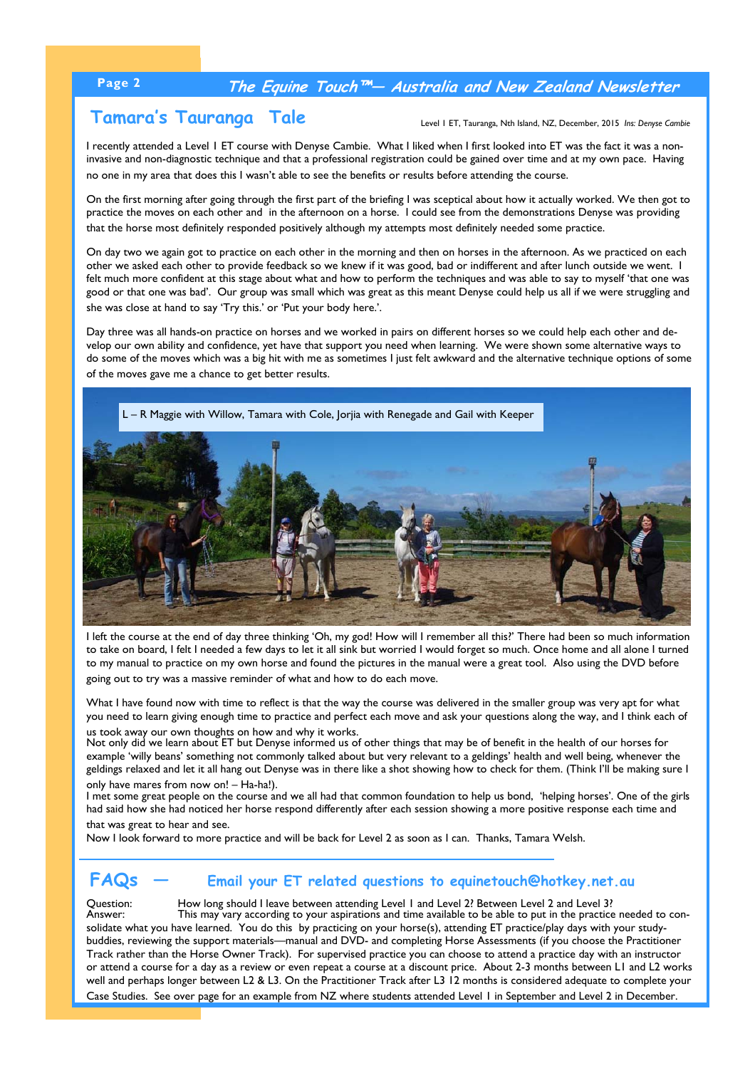## Tamara's Tauranga Tale

Level I ET, Tauranga, Nth Island, NZ, December, 2015 *Ins: Denyse Cambie*

I recently attended a Level I ET course with Denyse Cambie. What I liked when I first looked into ET was the fact it was a non-invasive and non-diagnostic technique and that a professional registration could be gained over time and at my own pace. Having no one in my area that does this I wasn't able to see the benefits or results before attending the course.

On the first morning after going through the first part of the briefing I was sceptical about how it actually worked. We then got to practice the moves on each other and in the afternoon on a horse. I could see from the demonstrations Denyse was providing that the horse most definitely responded positively although my attempts most definitely needed some practice.

On day two we again got to practice on each other in the morning and then on horses in the afternoon. As we practiced on each other we asked each other to provide feedback so we knew if it was good, bad or indifferent and after lunch outside we went. I felt much more confident at this stage about what and how to perform the techniques and was able to say to myself 'that one was good or that one was bad'. Our group was small which was great as this meant Denyse could help us all if we were struggling and she was close at hand to say 'Try this.' or 'Put your body here.'.

Day three was all hands-on practice on horses and we worked in pairs on different horses so we could help each other and develop our own ability and confidence, yet have that support you need when learning. We were shown some alternative ways to do some of the moves which was a big hit with me as sometimes I just felt awkward and the alternative technique options of some of the moves gave me a chance to get better results.

L – R Maggie with Willow, Tamara with Cole, Jorjia with Renegade and Gail with Keeper

I left the course at the end of day three thinking 'Oh, my god! How will I remember all this?' There had been so much information to take on board, I felt I needed a few days to let it all sink but worried I would forget so much. Once home and all alone I turned to my manual to practice on my own horse and found the pictures in the manual were a great tool. Also using the DVD before going out to try was a massive reminder of what and how to do each move.

What I have found now with time to reflect is that the way the course was delivered in the smaller group was very apt for what you need to learn giving enough time to practice and perfect each move and ask your questions along the way, and I think each of us took away our own thoughts on how and why it works.

Not only did we learn about ET but Denyse informed us of other things that may be of benefit in the health of our horses for example 'willy beans' something not commonly talked about but very relevant to a geldings' health and well being, whenever the geldings relaxed and let it all hang out Denyse was in there like a shot showing how to check for them. (Think I'll be making sure I only have mares from now on! – Ha-ha!).

I met some great people on the course and we all had that common foundation to help us bond, 'helping horses'. One of the girls had said how she had noticed her horse respond differently after each session showing a more positive response each time and that was great to hear and see.

Now I look forward to more practice and will be back for Level 2 as soon as I can. Thanks, Tamara Welsh.

## FAQs — Email your ET related questions to equinetouch@hotkey.net.au

Question: How long should I leave between attending Level 1 and Level 2? Between Level 2 and Level 3?

Answer: This may vary according to your aspirations and time available to be able to put in the practice needed to consolidate what you have learned. You do this by practicing on your horse(s), attending ET practice/play days with your study-buddies, reviewing the support materials—manual and DVD- and completing Horse Assessments (if you choose the Practitioner Track rather than the Horse Owner Track). For supervised practice you can choose to attend a practice day with an instructor or attend a course for a day as a review or even repeat a course at a discount price. About 2-3 months between L1 and L2 works well and perhaps longer between L2 & L3. On the Practitioner Track after L3 12 months is considered adequate to complete your Case Studies. See over page for an example from NZ where students attended Level 1 in September and Level 2 in December.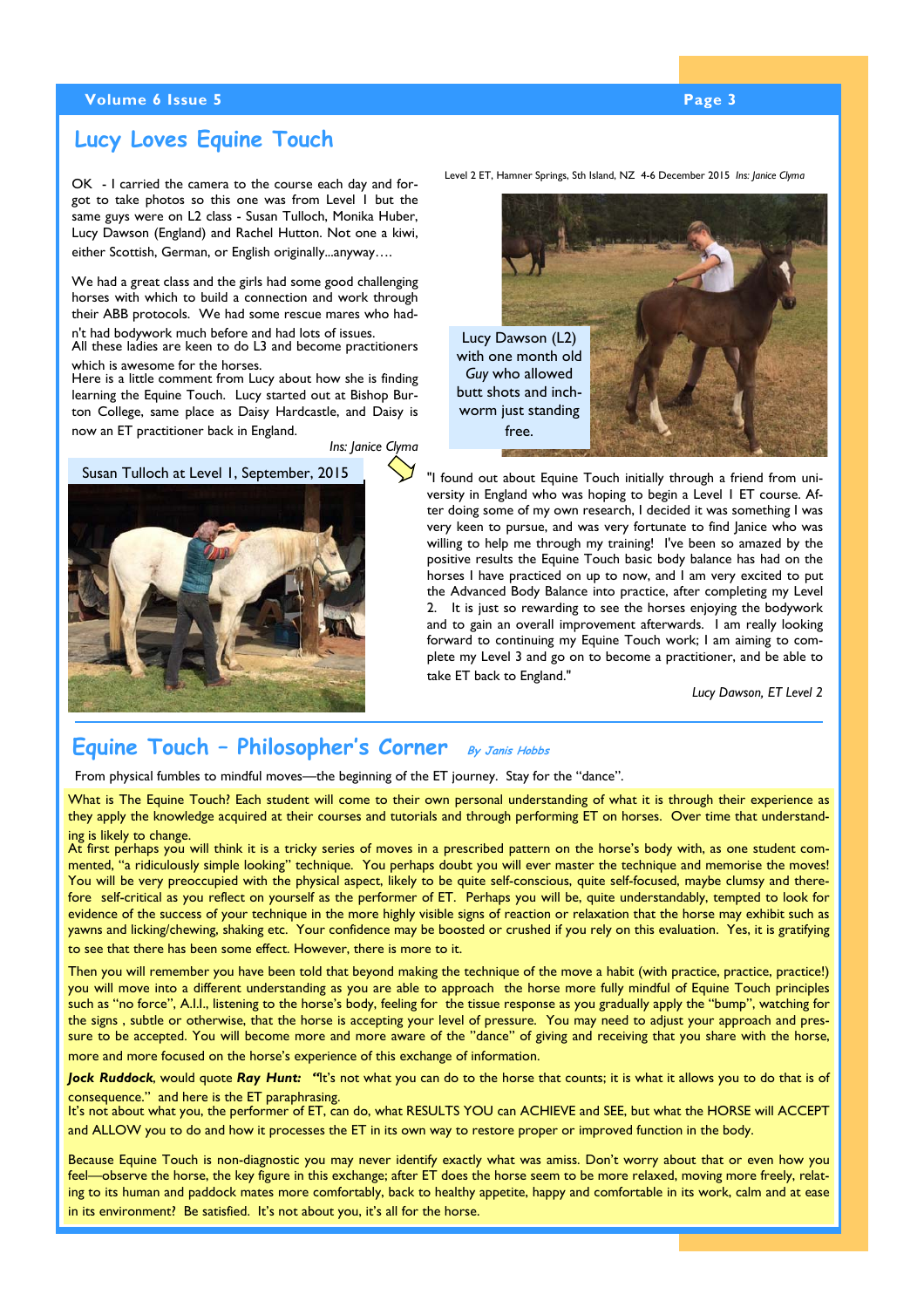## Lucy Loves Equine Touch

OK - I carried the camera to the course each day and forgot to take photos so this one was from Level I but the same guys were on L2 class - Susan Tulloch, Monika Huber, Lucy Dawson (England) and Rachel Hutton. Not one a kiwi, either Scottish, German, or English originally...anyway….

We had a great class and the girls had some good challenging horses with which to build a connection and work through their ABB protocols. We had some rescue mares who hadn't had bodywork much before and had lots of issues.
All these ladies are keen to do L3 and become practitioners which is awesome for the horses.
Here is a little comment from Lucy about how she is finding learning the Equine Touch. Lucy started out at Bishop Burton College, same place as Daisy Hardcastle, and Daisy is now an ET practitioner back in England.

*Ins: Janice Clyma*

Susan Tulloch at Level I, September, 2015

Level 2 ET, Hamner Springs, Sth Island, NZ 4-6 December 2015 *Ins: Janice Clyma*

Lucy Dawson (L2) with one month old *Guy* who allowed butt shots and inchworm just standing free.

"I found out about Equine Touch initially through a friend from university in England who was hoping to begin a Level I ET course. After doing some of my own research, I decided it was something I was very keen to pursue, and was very fortunate to find Janice who was willing to help me through my training! I've been so amazed by the positive results the Equine Touch basic body balance has had on the horses I have practiced on up to now, and I am very excited to put the Advanced Body Balance into practice, after completing my Level 2. It is just so rewarding to see the horses enjoying the bodywork and to gain an overall improvement afterwards. I am really looking forward to continuing my Equine Touch work; I am aiming to complete my Level 3 and go on to become a practitioner, and be able to take ET back to England."

*Lucy Dawson, ET Level 2*

## Equine Touch – Philosopher's Corner *By Janis Hobbs*

From physical fumbles to mindful moves—the beginning of the ET journey. Stay for the "dance".

What is The Equine Touch? Each student will come to their own personal understanding of what it is through their experience as they apply the knowledge acquired at their courses and tutorials and through performing ET on horses. Over time that understanding is likely to change.
At first perhaps you will think it is a tricky series of moves in a prescribed pattern on the horse's body with, as one student commented, "a ridiculously simple looking" technique. You perhaps doubt you will ever master the technique and memorise the moves! You will be very preoccupied with the physical aspect, likely to be quite self-conscious, quite self-focused, maybe clumsy and therefore self-critical as you reflect on yourself as the performer of ET. Perhaps you will be, quite understandably, tempted to look for evidence of the success of your technique in the more highly visible signs of reaction or relaxation that the horse may exhibit such as yawns and licking/chewing, shaking etc. Your confidence may be boosted or crushed if you rely on this evaluation. Yes, it is gratifying to see that there has been some effect. However, there is more to it.

Then you will remember you have been told that beyond making the technique of the move a habit (with practice, practice, practice!) you will move into a different understanding as you are able to approach the horse more fully mindful of Equine Touch principles such as "no force", A.I.I., listening to the horse's body, feeling for the tissue response as you gradually apply the "bump", watching for the signs , subtle or otherwise, that the horse is accepting your level of pressure. You may need to adjust your approach and pressure to be accepted. You will become more and more aware of the "dance" of giving and receiving that you share with the horse, more and more focused on the horse's experience of this exchange of information.

***Jock Ruddock***, would quote ***Ray Hunt:*** *"It's not what you can do to the horse that counts; it is what it allows you to do that is of consequence."* and here is the ET paraphrasing.
It's not about what you, the performer of ET, can do, what RESULTS YOU can ACHIEVE and SEE, but what the HORSE will ACCEPT and ALLOW you to do and how it processes the ET in its own way to restore proper or improved function in the body.

Because Equine Touch is non-diagnostic you may never identify exactly what was amiss. Don't worry about that or even how you feel—observe the horse, the key figure in this exchange; after ET does the horse seem to be more relaxed, moving more freely, relating to its human and paddock mates more comfortably, back to healthy appetite, happy and comfortable in its work, calm and at ease in its environment? Be satisfied. It's not about you, it's all for the horse.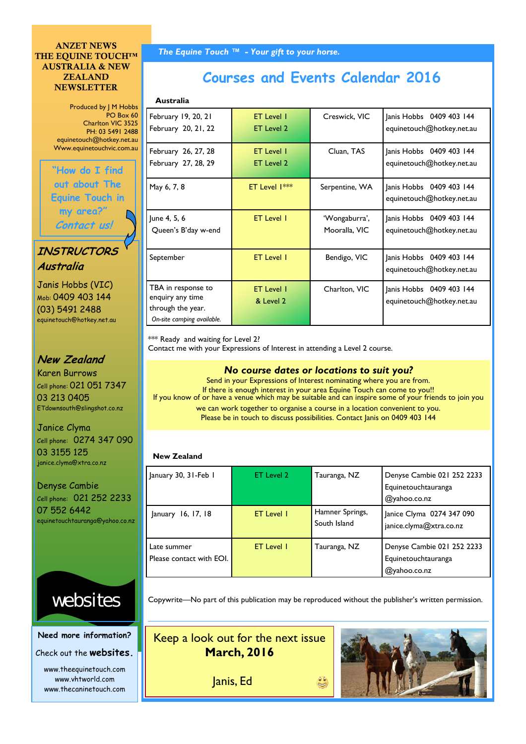**ANZET NEWS**
**THE EQUINE TOUCH™ AUSTRALIA & NEW ZEALAND NEWSLETTER**

Produced by J M Hobbs
PO Box 60
Charlton VIC 3525
PH: 03 5491 2488
equinetouch@hotkey.net.au
Www.equinetouchvic.com.au

*"How do I find out about The Equine Touch in my area?" Contact us!*

## INSTRUCTORS Australia

Janis Hobbs (VIC)
Mob: 0409 403 144
(03) 5491 2488
equinetouch@hotkey.net.au

## New Zealand

Karen Burrows
Cell phone: 021 051 7347
03 213 0405
ETdownsouth@slingshot.co.nz

Janice Clyma
Cell phone: 0274 347 090
03 3155 125
janice.clyma@xtra.co.nz

Denyse Cambie
Cell phone: 021 252 2233
07 552 6442
equinetouchtauranga@yahoo.co.nz

## websites

**Need more information?**

Check out the **websites.**

www.theequinetouch.com
www.vhtworld.com
www.thecaninetouch.com

*The Equine Touch ™ - Your gift to your horse.*

# Courses and Events Calendar 2016

**Australia**

| | | | |
|---|---|---|---|
| February 19, 20, 21<br>February 20, 21, 22 | ET Level 1<br>ET Level 2 | Creswick, VIC | Janis Hobbs 0409 403 144<br>equinetouch@hotkey.net.au |
| February 26, 27, 28<br>February 27, 28, 29 | ET Level 1<br>ET Level 2 | Cluan, TAS | Janis Hobbs 0409 403 144<br>equinetouch@hotkey.net.au |
| May 6, 7, 8 | ET Level 1*** | Serpentine, WA | Janis Hobbs 0409 403 144<br>equinetouch@hotkey.net.au |
| June 4, 5, 6<br>Queen's B'day w-end | ET Level 1 | 'Wongaburra',<br>Mooralla, VIC | Janis Hobbs 0409 403 144<br>equinetouch@hotkey.net.au |
| September | ET Level 1 | Bendigo, VIC | Janis Hobbs 0409 403 144<br>equinetouch@hotkey.net.au |
| TBA in response to enquiry any time through the year.<br>*On-site camping available.* | ET Level 1<br>& Level 2 | Charlton, VIC | Janis Hobbs 0409 403 144<br>equinetouch@hotkey.net.au |

*** Ready and waiting for Level 2?
Contact me with your Expressions of Interest in attending a Level 2 course.

### *No course dates or locations to suit you?*

Send in your Expressions of Interest nominating where you are from.
If there is enough interest in your area Equine Touch can come to you!!
If you know of or have a venue which may be suitable and can inspire some of your friends to join you we can work together to organise a course in a location convenient to you.
Please be in touch to discuss possibilities. Contact Janis on 0409 403 144

**New Zealand**

| | | | |
|---|---|---|---|
| January 30, 31-Feb 1 | ET Level 2 | Tauranga, NZ | Denyse Cambie 021 252 2233<br>Equinetouchtauranga<br>@yahoo.co.nz |
| January 16, 17, 18 | ET Level 1 | Hamner Springs,<br>South Island | Janice Clyma 0274 347 090<br>janice.clyma@xtra.co.nz |
| Late summer<br>Please contact with EOI. | ET Level 1 | Tauranga, NZ | Denyse Cambie 021 252 2233<br>Equinetouchtauranga<br>@yahoo.co.nz |

Copywrite—No part of this publication may be reproduced without the publisher's written permission.

Keep a look out for the next issue
**March, 2016**

Janis, Ed